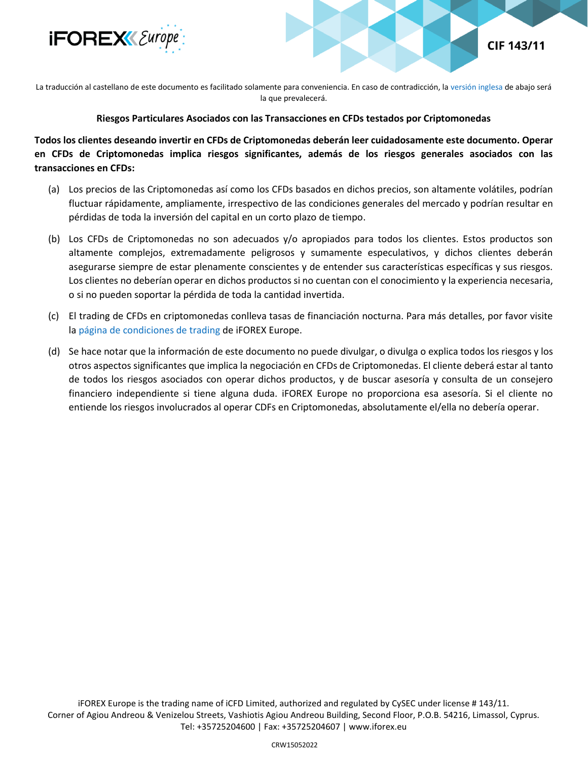La traducción al castellano de este documento es facilitado solamente para conveniencia. En caso de contradicción, la versión inglesa de abajo será la que prevalecerá.

### Riesgos Particulares Asociados con las Transacciones en CFDs testados por Criptomonedas

**Todos los clientes deseando invertir en CFDs de Criptomonedas deberán leer cuidadosamente este documento. Operar en CFDs de Criptomonedas implica riesgos significantes, además de los riesgos generales asociados con las transacciones en CFDs:**

(a) Los precios de las Criptomonedas así como los CFDs basados en dichos precios, son altamente volátiles, podrían fluctuar rápidamente, ampliamente, irrespectivo de las condiciones generales del mercado y podrían resultar en pérdidas de toda la inversión del capital en un corto plazo de tiempo.

(b) Los CFDs de Criptomonedas no son adecuados y/o apropiados para todos los clientes. Estos productos son altamente complejos, extremadamente peligrosos y sumamente especulativos, y dichos clientes deberán asegurarse siempre de estar plenamente conscientes y de entender sus características específicas y sus riesgos. Los clientes no deberían operar en dichos productos si no cuentan con el conocimiento y la experiencia necesaria, o si no pueden soportar la pérdida de toda la cantidad invertida.

(c) El trading de CFDs en criptomonedas conlleva tasas de financiación nocturna. Para más detalles, por favor visite la página de condiciones de trading de iFOREX Europe.

(d) Se hace notar que la información de este documento no puede divulgar, o divulga o explica todos los riesgos y los otros aspectos significantes que implica la negociación en CFDs de Criptomonedas. El cliente deberá estar al tanto de todos los riesgos asociados con operar dichos productos, y de buscar asesoría y consulta de un consejero financiero independiente si tiene alguna duda. iFOREX Europe no proporciona esa asesoría. Si el cliente no entiende los riesgos involucrados al operar CDFs en Criptomonedas, absolutamente el/ella no debería operar.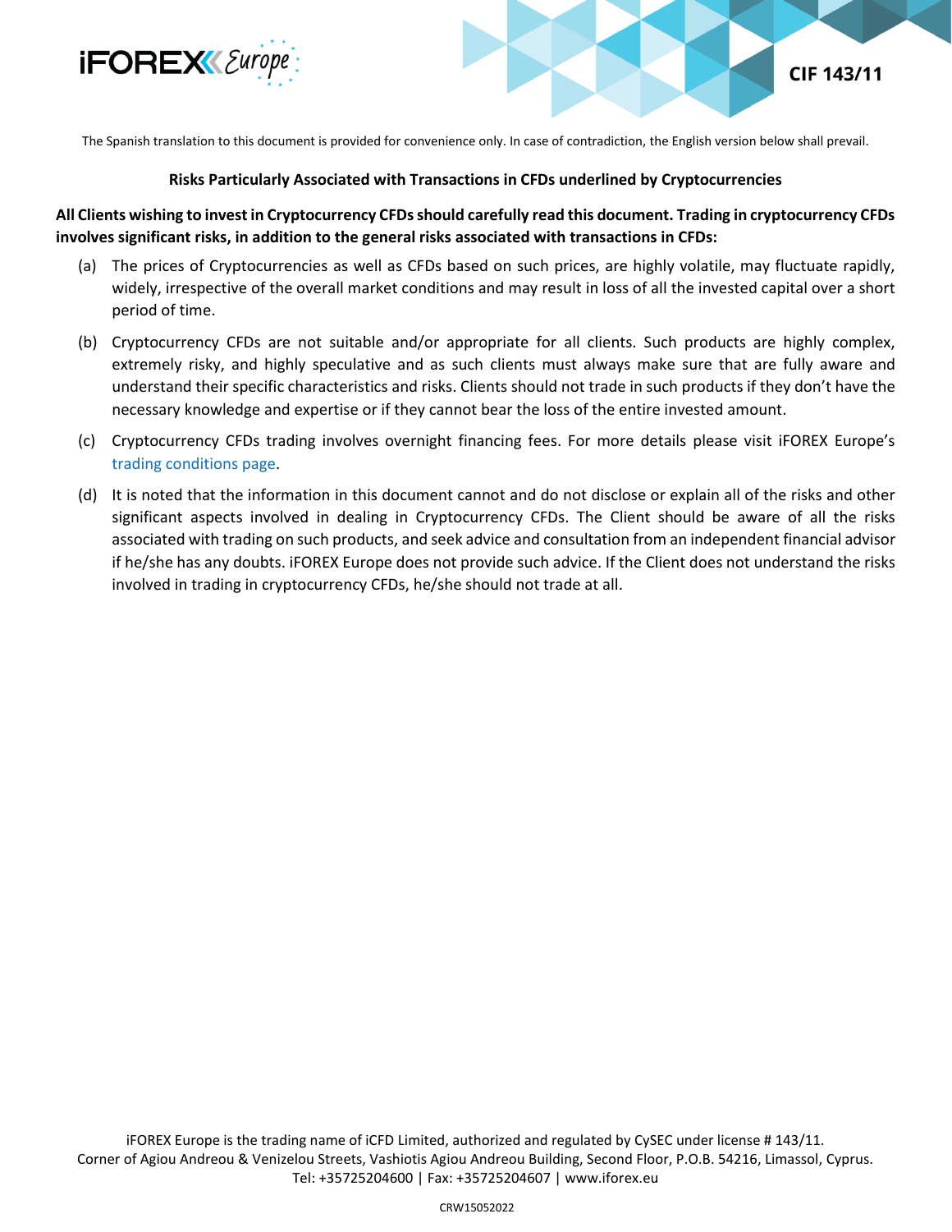The Spanish translation to this document is provided for convenience only. In case of contradiction, the English version below shall prevail.

## Risks Particularly Associated with Transactions in CFDs underlined by Cryptocurrencies

**All Clients wishing to invest in Cryptocurrency CFDs should carefully read this document. Trading in cryptocurrency CFDs involves significant risks, in addition to the general risks associated with transactions in CFDs:**

(a) The prices of Cryptocurrencies as well as CFDs based on such prices, are highly volatile, may fluctuate rapidly, widely, irrespective of the overall market conditions and may result in loss of all the invested capital over a short period of time.

(b) Cryptocurrency CFDs are not suitable and/or appropriate for all clients. Such products are highly complex, extremely risky, and highly speculative and as such clients must always make sure that are fully aware and understand their specific characteristics and risks. Clients should not trade in such products if they don't have the necessary knowledge and expertise or if they cannot bear the loss of the entire invested amount.

(c) Cryptocurrency CFDs trading involves overnight financing fees. For more details please visit iFOREX Europe's trading conditions page.

(d) It is noted that the information in this document cannot and do not disclose or explain all of the risks and other significant aspects involved in dealing in Cryptocurrency CFDs. The Client should be aware of all the risks associated with trading on such products, and seek advice and consultation from an independent financial advisor if he/she has any doubts. iFOREX Europe does not provide such advice. If the Client does not understand the risks involved in trading in cryptocurrency CFDs, he/she should not trade at all.